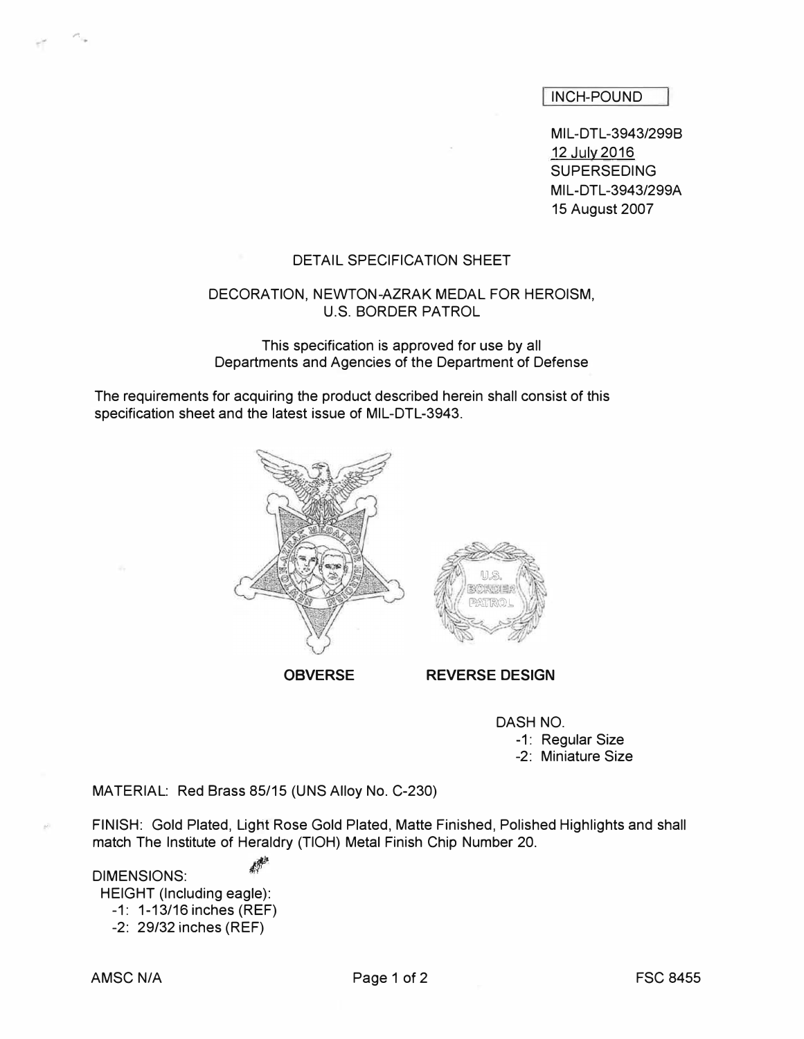INCH-POUND

MIL-DTL-3943/299B
12 July 2016
SUPERSEDING
MIL-DTL-3943/299A
15 August 2007

# DETAIL SPECIFICATION SHEET

## DECORATION, NEWTON-AZRAK MEDAL FOR HEROISM, U.S. BORDER PATROL

This specification is approved for use by all Departments and Agencies of the Department of Defense

The requirements for acquiring the product described herein shall consist of this specification sheet and the latest issue of MIL-DTL-3943.

**OBVERSE** **REVERSE DESIGN**

DASH NO.
- -1: Regular Size
- -2: Miniature Size

MATERIAL: Red Brass 85/15 (UNS Alloy No. C-230)

FINISH: Gold Plated, Light Rose Gold Plated, Matte Finished, Polished Highlights and shall match The Institute of Heraldry (TIOH) Metal Finish Chip Number 20.

DIMENSIONS:

HEIGHT (Including eagle):
- -1: 1-13/16 inches (REF)
- -2: 29/32 inches (REF)

AMSC N/A FSC 8455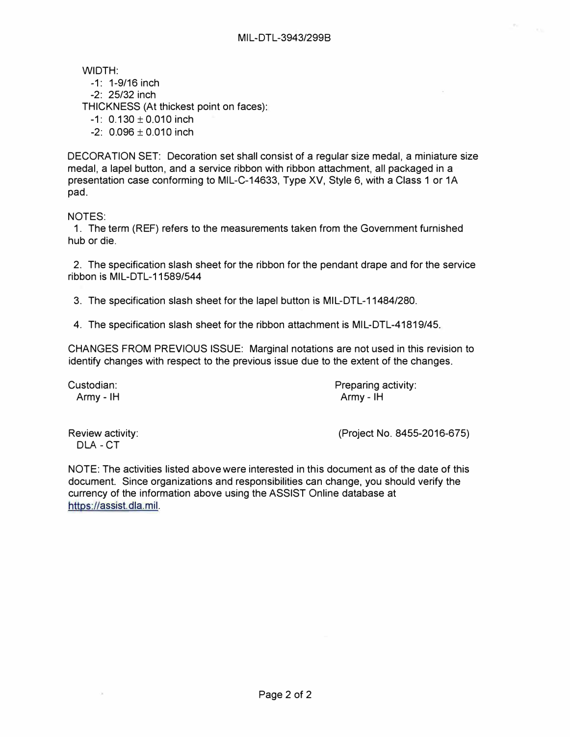WIDTH:
- -1: 1-9/16 inch
- -2: 25/32 inch

THICKNESS (At thickest point on faces):
- -1: 0.130 ± 0.010 inch
- -2: 0.096 ± 0.010 inch

DECORATION SET: Decoration set shall consist of a regular size medal, a miniature size medal, a lapel button, and a service ribbon with ribbon attachment, all packaged in a presentation case conforming to MIL-C-14633, Type XV, Style 6, with a Class 1 or 1A pad.

NOTES:

1. The term (REF) refers to the measurements taken from the Government furnished hub or die.

2. The specification slash sheet for the ribbon for the pendant drape and for the service ribbon is MIL-DTL-11589/544

3. The specification slash sheet for the lapel button is MIL-DTL-11484/280.

4. The specification slash sheet for the ribbon attachment is MIL-DTL-41819/45.

CHANGES FROM PREVIOUS ISSUE: Marginal notations are not used in this revision to identify changes with respect to the previous issue due to the extent of the changes.

Custodian:
Army - IH

Preparing activity:
Army - IH

Review activity:
DLA - CT

(Project No. 8455-2016-675)

NOTE: The activities listed above were interested in this document as of the date of this document. Since organizations and responsibilities can change, you should verify the currency of the information above using the ASSIST Online database at https://assist.dla.mil.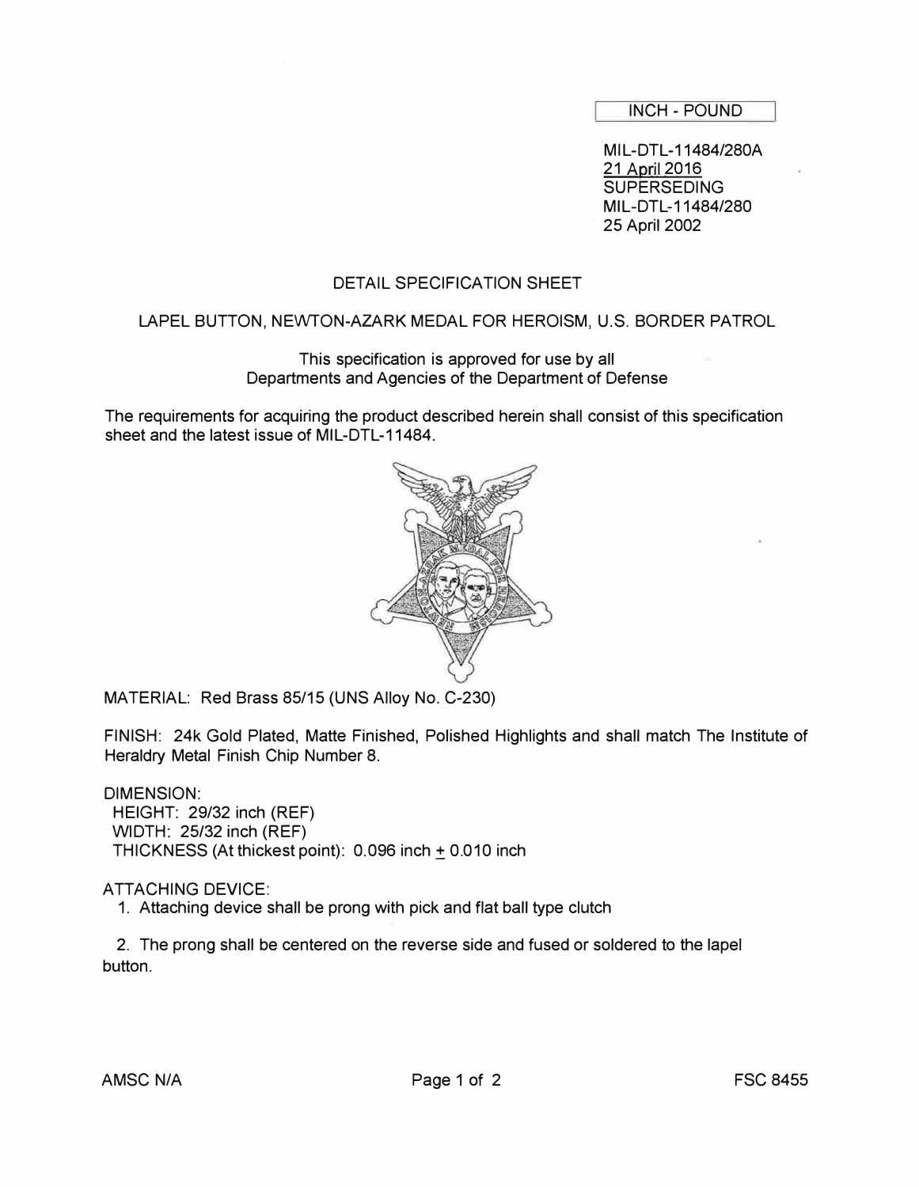INCH - POUND

MIL-DTL-11484/280A
21 April 2016
SUPERSEDING
MIL-DTL-11484/280
25 April 2002

# DETAIL SPECIFICATION SHEET

## LAPEL BUTTON, NEWTON-AZARK MEDAL FOR HEROISM, U.S. BORDER PATROL

This specification is approved for use by all
Departments and Agencies of the Department of Defense

The requirements for acquiring the product described herein shall consist of this specification sheet and the latest issue of MIL-DTL-11484.

MATERIAL: Red Brass 85/15 (UNS Alloy No. C-230)

FINISH: 24k Gold Plated, Matte Finished, Polished Highlights and shall match The Institute of Heraldry Metal Finish Chip Number 8.

DIMENSION:
HEIGHT: 29/32 inch (REF)
WIDTH: 25/32 inch (REF)
THICKNESS (At thickest point): 0.096 inch ± 0.010 inch

ATTACHING DEVICE:

1. Attaching device shall be prong with pick and flat ball type clutch

2. The prong shall be centered on the reverse side and fused or soldered to the lapel button.

AMSC N/A FSC 8455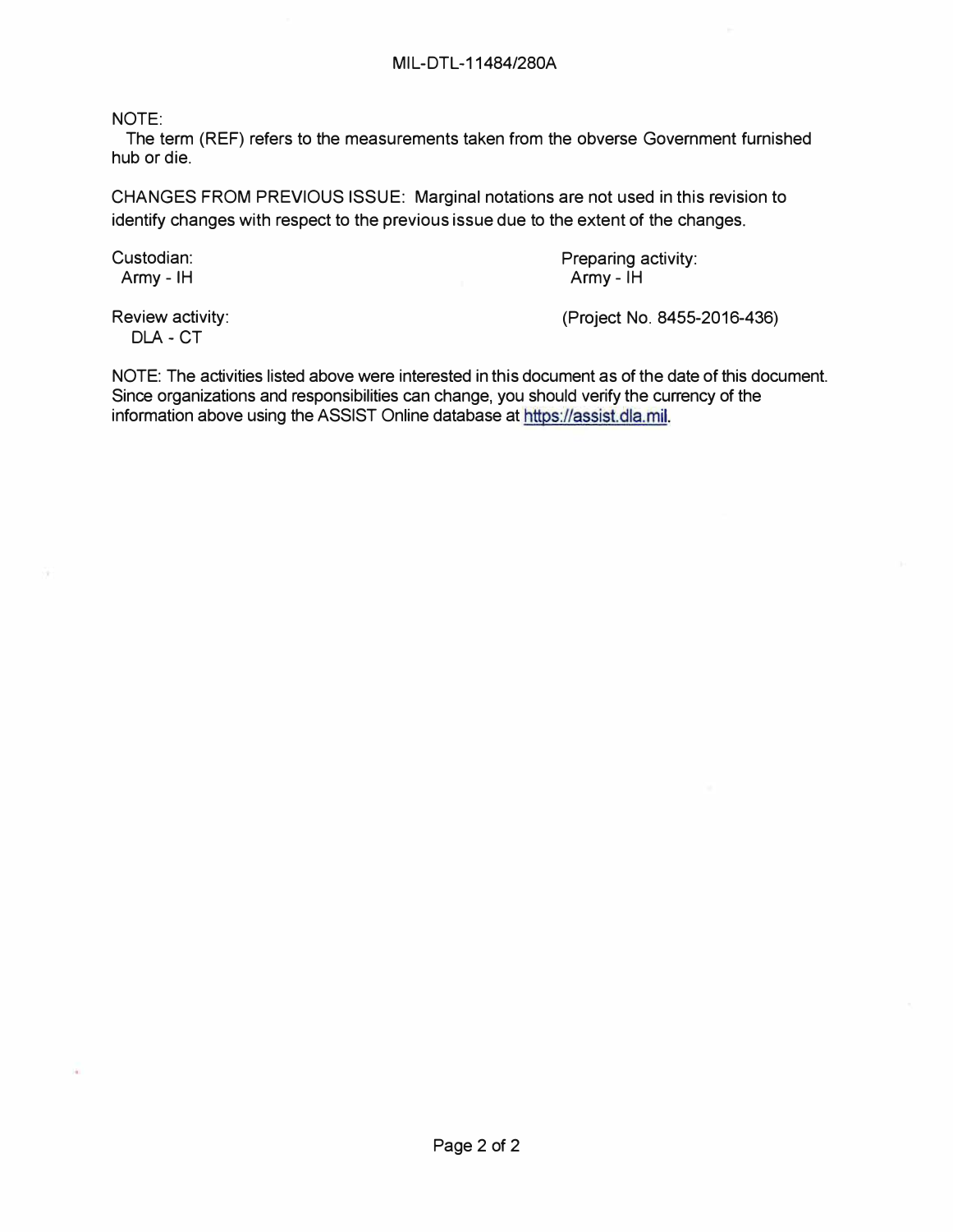NOTE:

The term (REF) refers to the measurements taken from the obverse Government furnished hub or die.

CHANGES FROM PREVIOUS ISSUE: Marginal notations are not used in this revision to identify changes with respect to the previous issue due to the extent of the changes.

Custodian:
Army - IH

Review activity:
DLA - CT

Preparing activity:
Army - IH

(Project No. 8455-2016-436)

NOTE: The activities listed above were interested in this document as of the date of this document. Since organizations and responsibilities can change, you should verify the currency of the information above using the ASSIST Online database at https://assist.dla.mil.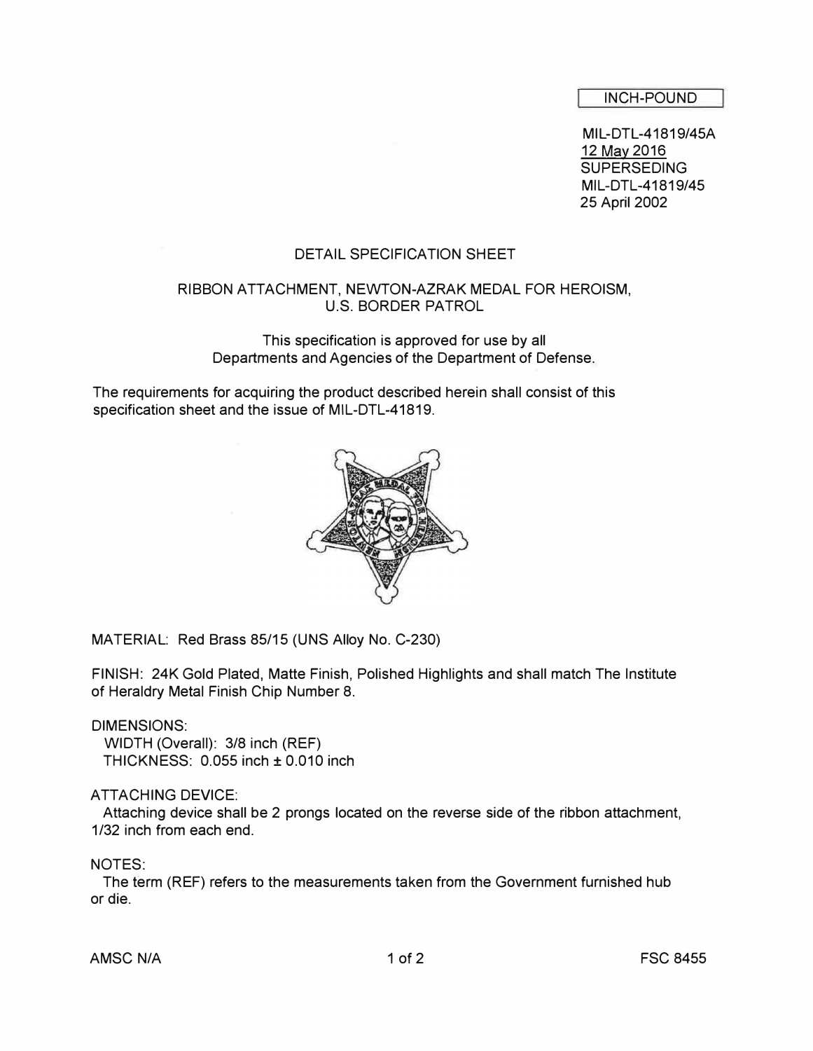INCH-POUND

MIL-DTL-41819/45A
12 May 2016
SUPERSEDING
MIL-DTL-41819/45
25 April 2002

# DETAIL SPECIFICATION SHEET

## RIBBON ATTACHMENT, NEWTON-AZRAK MEDAL FOR HEROISM, U.S. BORDER PATROL

This specification is approved for use by all Departments and Agencies of the Department of Defense.

The requirements for acquiring the product described herein shall consist of this specification sheet and the issue of MIL-DTL-41819.

MATERIAL: Red Brass 85/15 (UNS Alloy No. C-230)

FINISH: 24K Gold Plated, Matte Finish, Polished Highlights and shall match The Institute of Heraldry Metal Finish Chip Number 8.

DIMENSIONS:
WIDTH (Overall): 3/8 inch (REF)
THICKNESS: 0.055 inch ± 0.010 inch

ATTACHING DEVICE:
Attaching device shall be 2 prongs located on the reverse side of the ribbon attachment, 1/32 inch from each end.

NOTES:
The term (REF) refers to the measurements taken from the Government furnished hub or die.

AMSC N/A FSC 8455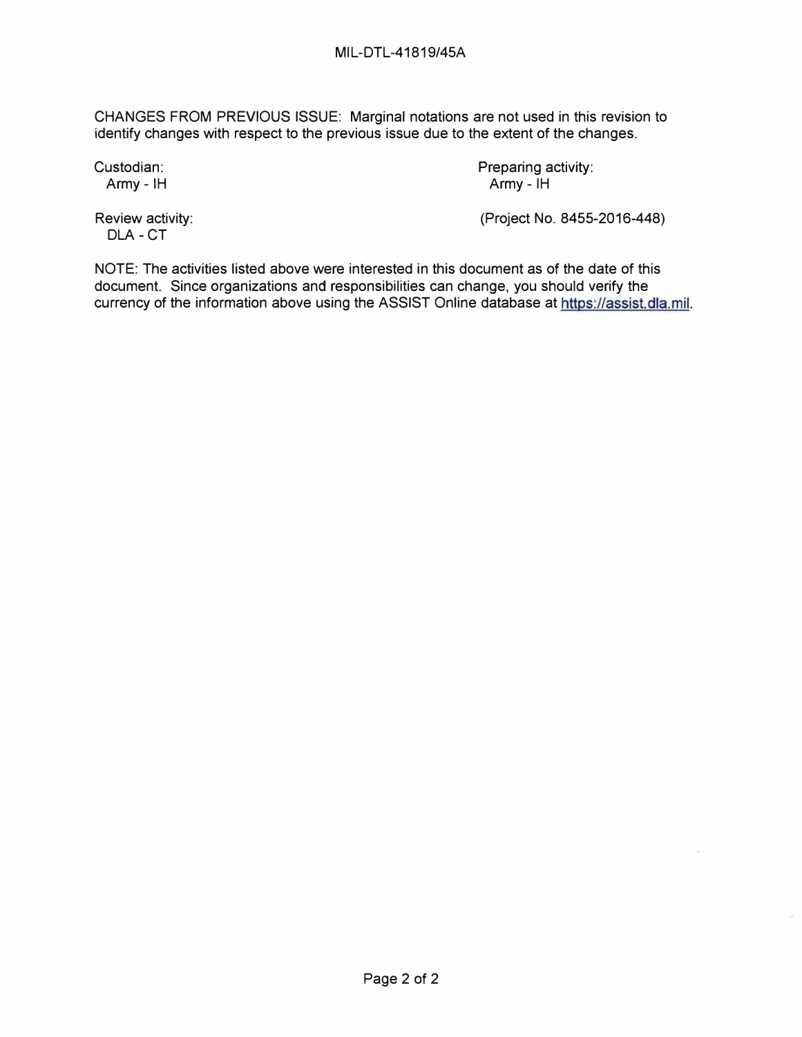CHANGES FROM PREVIOUS ISSUE: Marginal notations are not used in this revision to identify changes with respect to the previous issue due to the extent of the changes.

Custodian:
Army - IH

Preparing activity:
Army - IH

Review activity:
DLA - CT

(Project No. 8455-2016-448)

NOTE: The activities listed above were interested in this document as of the date of this document. Since organizations and responsibilities can change, you should verify the currency of the information above using the ASSIST Online database at https://assist.dla.mil.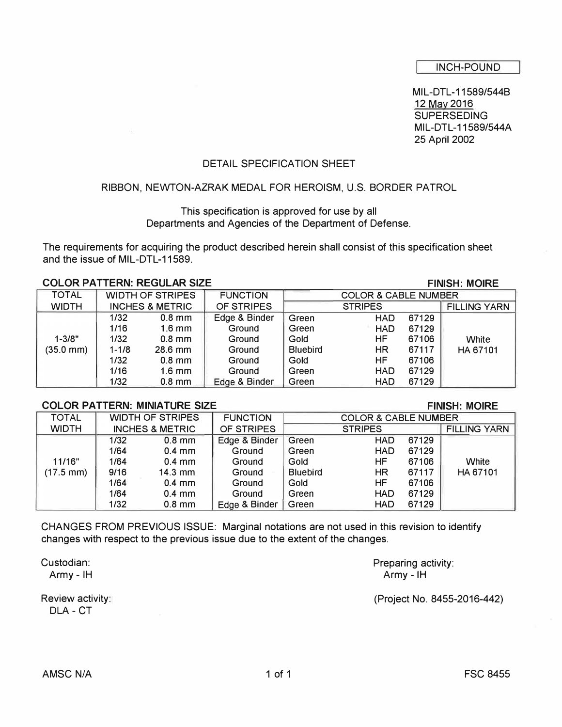INCH-POUND

MIL-DTL-11589/544B
12 May 2016
SUPERSEDING
MIL-DTL-11589/544A
25 April 2002

DETAIL SPECIFICATION SHEET

RIBBON, NEWTON-AZRAK MEDAL FOR HEROISM, U.S. BORDER PATROL

This specification is approved for use by all
Departments and Agencies of the Department of Defense.

The requirements for acquiring the product described herein shall consist of this specification sheet and the issue of MIL-DTL-11589.

**COLOR PATTERN: REGULAR SIZE** **FINISH: MOIRE**

| TOTAL WIDTH | WIDTH OF STRIPES INCHES & METRIC | | FUNCTION OF STRIPES | COLOR & CABLE NUMBER | | | |
|---|---|---|---|---|---|---|---|
| | | | | STRIPES | | | FILLING YARN |
| 1-3/8" (35.0 mm) | 1/32 | 0.8 mm | Edge & Binder | Green | HAD | 67129 | White HA 67101 |
| | 1/16 | 1.6 mm | Ground | Green | HAD | 67129 | |
| | 1/32 | 0.8 mm | Ground | Gold | HF | 67106 | |
| | 1-1/8 | 28.6 mm | Ground | Bluebird | HR | 67117 | |
| | 1/32 | 0.8 mm | Ground | Gold | HF | 67106 | |
| | 1/16 | 1.6 mm | Ground | Green | HAD | 67129 | |
| | 1/32 | 0.8 mm | Edge & Binder | Green | HAD | 67129 | |

**COLOR PATTERN: MINIATURE SIZE** **FINISH: MOIRE**

| TOTAL WIDTH | WIDTH OF STRIPES INCHES & METRIC | | FUNCTION OF STRIPES | COLOR & CABLE NUMBER | | | |
|---|---|---|---|---|---|---|---|
| | | | | STRIPES | | | FILLING YARN |
| 11/16" (17.5 mm) | 1/32 | 0.8 mm | Edge & Binder | Green | HAD | 67129 | White HA 67101 |
| | 1/64 | 0.4 mm | Ground | Green | HAD | 67129 | |
| | 1/64 | 0.4 mm | Ground | Gold | HF | 67106 | |
| | 9/16 | 14.3 mm | Ground | Bluebird | HR | 67117 | |
| | 1/64 | 0.4 mm | Ground | Gold | HF | 67106 | |
| | 1/64 | 0.4 mm | Ground | Green | HAD | 67129 | |
| | 1/32 | 0.8 mm | Edge & Binder | Green | HAD | 67129 | |

CHANGES FROM PREVIOUS ISSUE: Marginal notations are not used in this revision to identify changes with respect to the previous issue due to the extent of the changes.

Custodian:
Army - IH

Review activity:
DLA - CT

Preparing activity:
Army - IH

(Project No. 8455-2016-442)

AMSC N/A FSC 8455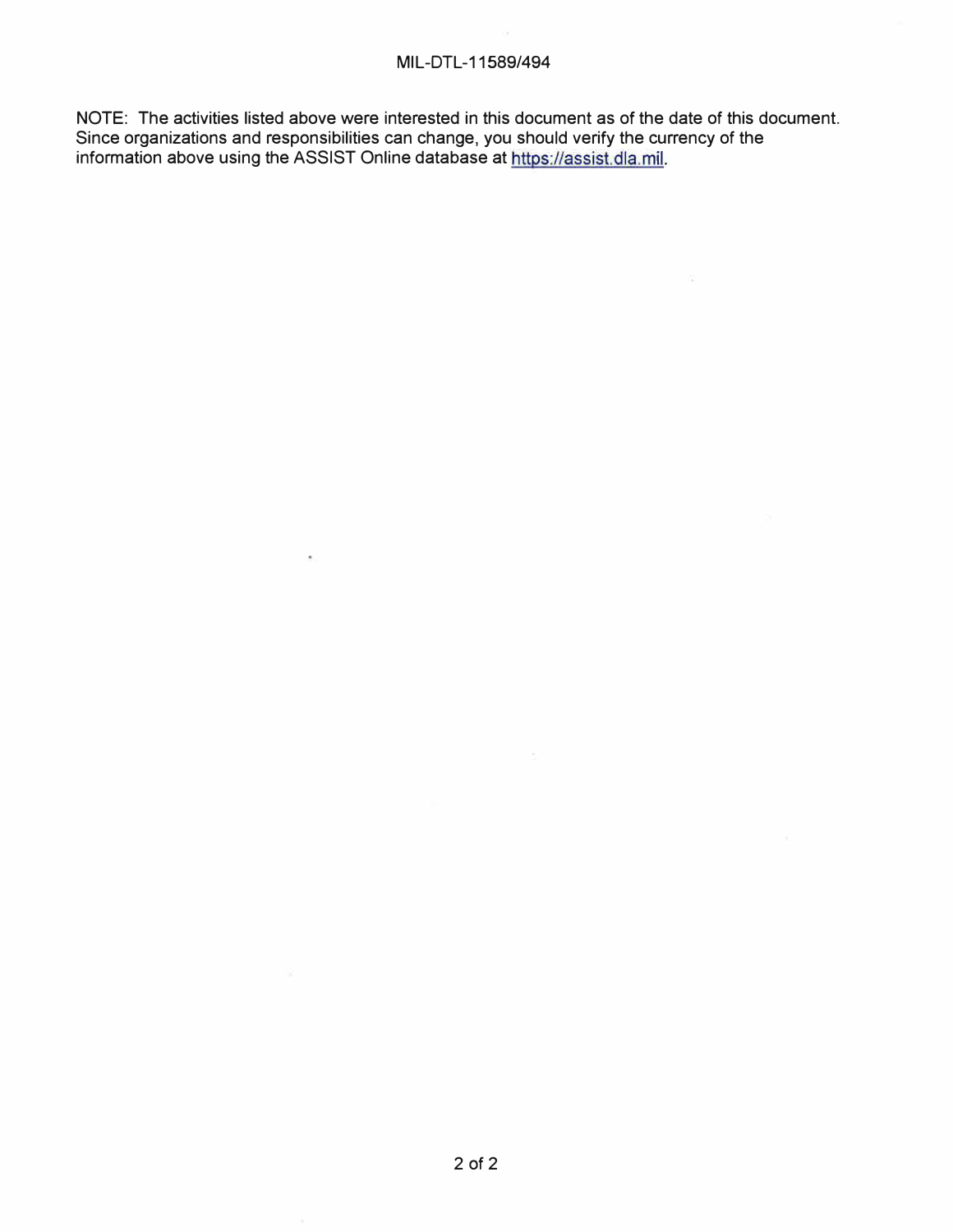NOTE: The activities listed above were interested in this document as of the date of this document. Since organizations and responsibilities can change, you should verify the currency of the information above using the ASSIST Online database at https://assist.dla.mil.